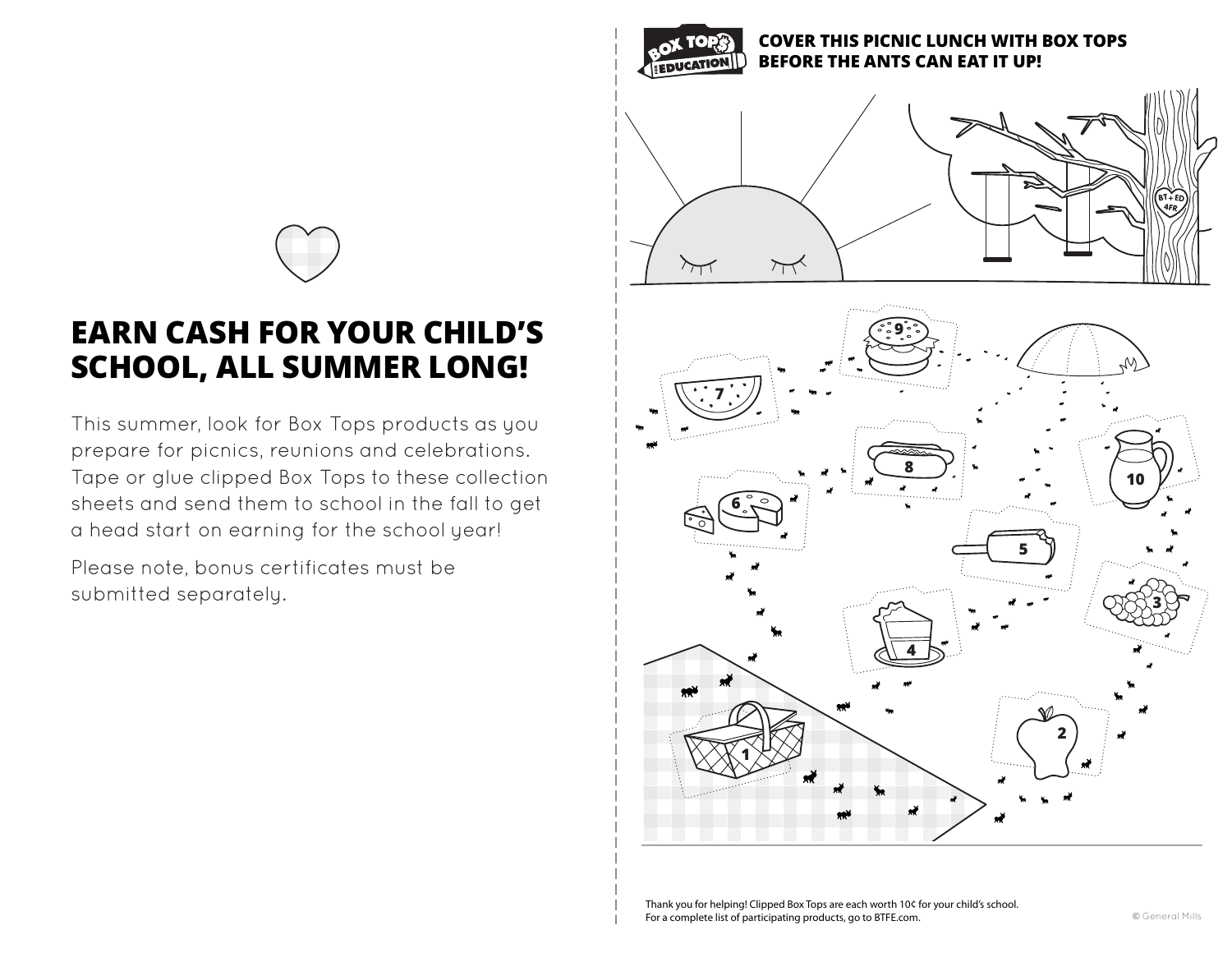# EARN CASH FOR YOUR CHILD'S SCHOOL, ALL SUMMER LONG!

This summer, look for Box Tops products as you prepare for picnics, reunions and celebrations. Tape or glue clipped Box Tops to these collection sheets and send them to school in the fall to get a head start on earning for the school year!

Please note, bonus certificates must be submitted separately.

**COVER THIS PICNIC LUNCH WITH BOX TOPS BEFORE THE ANTS CAN EAT IT UP!**

1 2 3 4 5 6 7 8 9 10

Thank you for helping! Clipped Box Tops are each worth 10¢ for your child's school.
For a complete list of participating products, go to BTFE.com.

© General Mills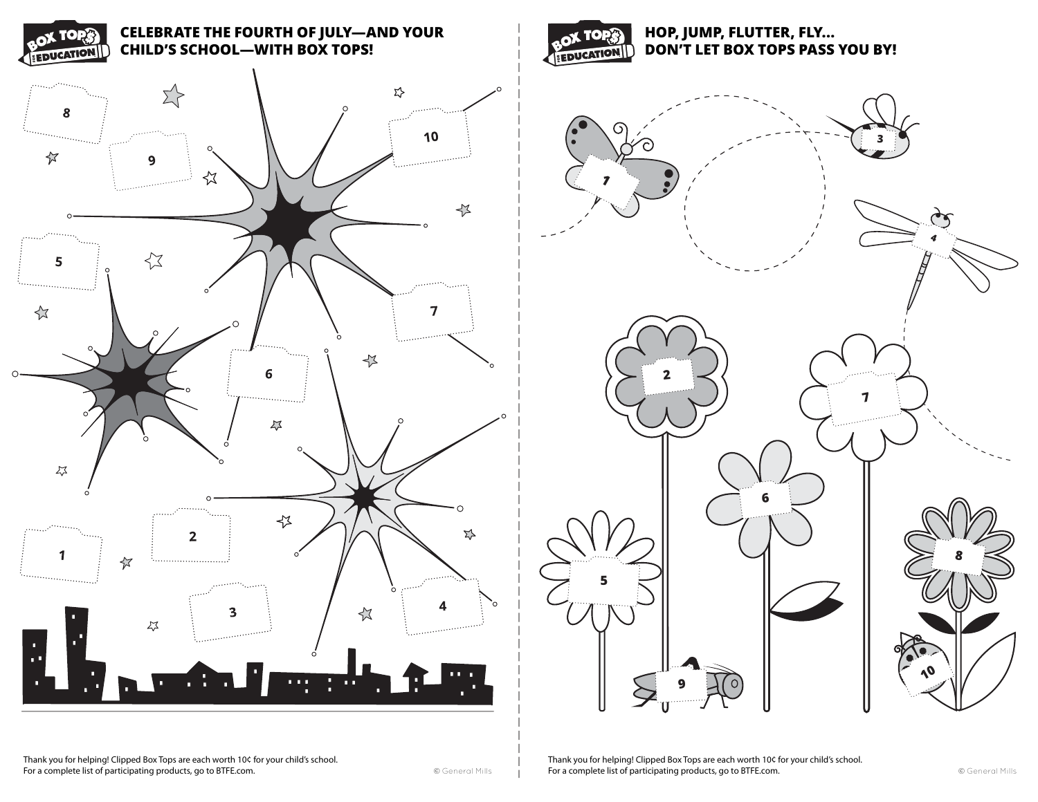## CELEBRATE THE FOURTH OF JULY—AND YOUR CHILD'S SCHOOL—WITH BOX TOPS!

8

9

10

5

7

6

1

2

3

4

Thank you for helping! Clipped Box Tops are each worth 10¢ for your child's school.
For a complete list of participating products, go to BTFE.com.

© General Mills

## HOP, JUMP, FLUTTER, FLY... DON'T LET BOX TOPS PASS YOU BY!

1

3

4

2

7

6

5

8

9

10

Thank you for helping! Clipped Box Tops are each worth 10¢ for your child's school.
For a complete list of participating products, go to BTFE.com.

© General Mills